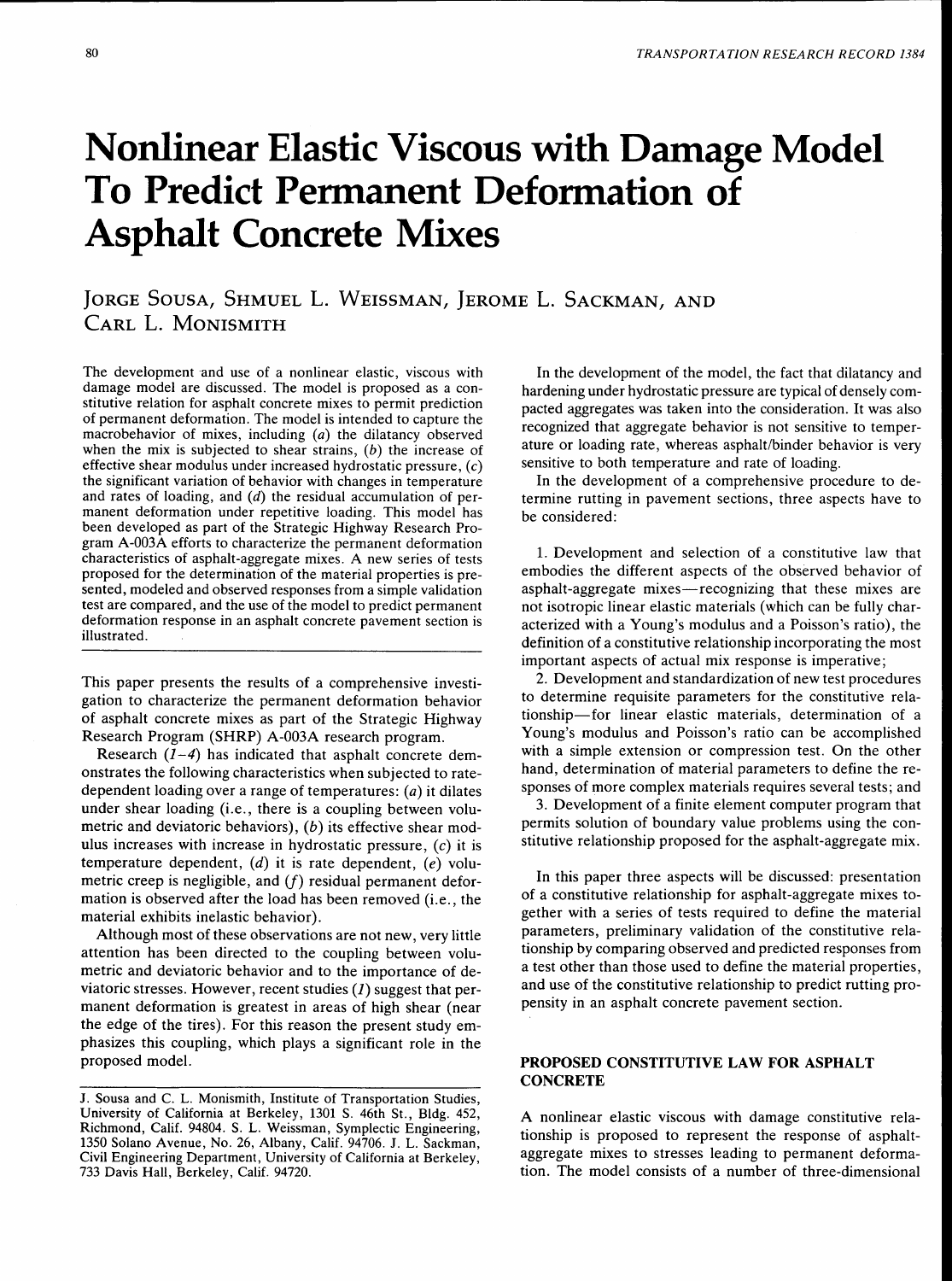# Nonlinear Elastic Viscous with Damage Model To Predict Permanent Deformation of Asphalt Concrete Mixes

JORGE SOUSA, SHMUEL L. WEISSMAN, JEROME L. SACKMAN, AND CARL L. MONISMITH

The development and use of a nonlinear elastic, viscous with damage model are discussed. The model is proposed as a constitutive relation for asphalt concrete mixes to permit prediction of permanent deformation. The model is intended to capture the macrobehavior of mixes, including (*a*) the dilatancy observed when the mix is subjected to shear strains, (*b*) the increase of effective shear modulus under increased hydrostatic pressure, (*c*) the significant variation of behavior with changes in temperature and rates of loading, and (*d*) the residual accumulation of permanent deformation under repetitive loading. This model has been developed as part of the Strategic Highway Research Program A-003A efforts to characterize the permanent deformation characteristics of asphalt-aggregate mixes. A new series of tests proposed for the determination of the material properties is presented, modeled and observed responses from a simple validation test are compared, and the use of the model to predict permanent deformation response in an asphalt concrete pavement section is illustrated.

This paper presents the results of a comprehensive investigation to characterize the permanent deformation behavior of asphalt concrete mixes as part of the Strategic Highway Research Program (SHRP) A-003A research program.

Research (*1–4*) has indicated that asphalt concrete demonstrates the following characteristics when subjected to rate-dependent loading over a range of temperatures: (*a*) it dilates under shear loading (i.e., there is a coupling between volumetric and deviatoric behaviors), (*b*) its effective shear modulus increases with increase in hydrostatic pressure, (*c*) it is temperature dependent, (*d*) it is rate dependent, (*e*) volumetric creep is negligible, and (*f*) residual permanent deformation is observed after the load has been removed (i.e., the material exhibits inelastic behavior).

Although most of these observations are not new, very little attention has been directed to the coupling between volumetric and deviatoric behavior and to the importance of deviatoric stresses. However, recent studies (*1*) suggest that permanent deformation is greatest in areas of high shear (near the edge of the tires). For this reason the present study emphasizes this coupling, which plays a significant role in the proposed model.

In the development of the model, the fact that dilatancy and hardening under hydrostatic pressure are typical of densely compacted aggregates was taken into the consideration. It was also recognized that aggregate behavior is not sensitive to temperature or loading rate, whereas asphalt/binder behavior is very sensitive to both temperature and rate of loading.

In the development of a comprehensive procedure to determine rutting in pavement sections, three aspects have to be considered:

1. Development and selection of a constitutive law that embodies the different aspects of the observed behavior of asphalt-aggregate mixes—recognizing that these mixes are not isotropic linear elastic materials (which can be fully characterized with a Young's modulus and a Poisson's ratio), the definition of a constitutive relationship incorporating the most important aspects of actual mix response is imperative;
2. Development and standardization of new test procedures to determine requisite parameters for the constitutive relationship—for linear elastic materials, determination of a Young's modulus and Poisson's ratio can be accomplished with a simple extension or compression test. On the other hand, determination of material parameters to define the responses of more complex materials requires several tests; and
3. Development of a finite element computer program that permits solution of boundary value problems using the constitutive relationship proposed for the asphalt-aggregate mix.

In this paper three aspects will be discussed: presentation of a constitutive relationship for asphalt-aggregate mixes together with a series of tests required to define the material parameters, preliminary validation of the constitutive relationship by comparing observed and predicted responses from a test other than those used to define the material properties, and use of the constitutive relationship to predict rutting propensity in an asphalt concrete pavement section.

## PROPOSED CONSTITUTIVE LAW FOR ASPHALT CONCRETE

A nonlinear elastic viscous with damage constitutive relationship is proposed to represent the response of asphalt-aggregate mixes to stresses leading to permanent deformation. The model consists of a number of three-dimensional

J. Sousa and C. L. Monismith, Institute of Transportation Studies, University of California at Berkeley, 1301 S. 46th St., Bldg. 452, Richmond, Calif. 94804. S. L. Weissman, Symplectic Engineering, 1350 Solano Avenue, No. 26, Albany, Calif. 94706. J. L. Sackman, Civil Engineering Department, University of California at Berkeley, 733 Davis Hall, Berkeley, Calif. 94720.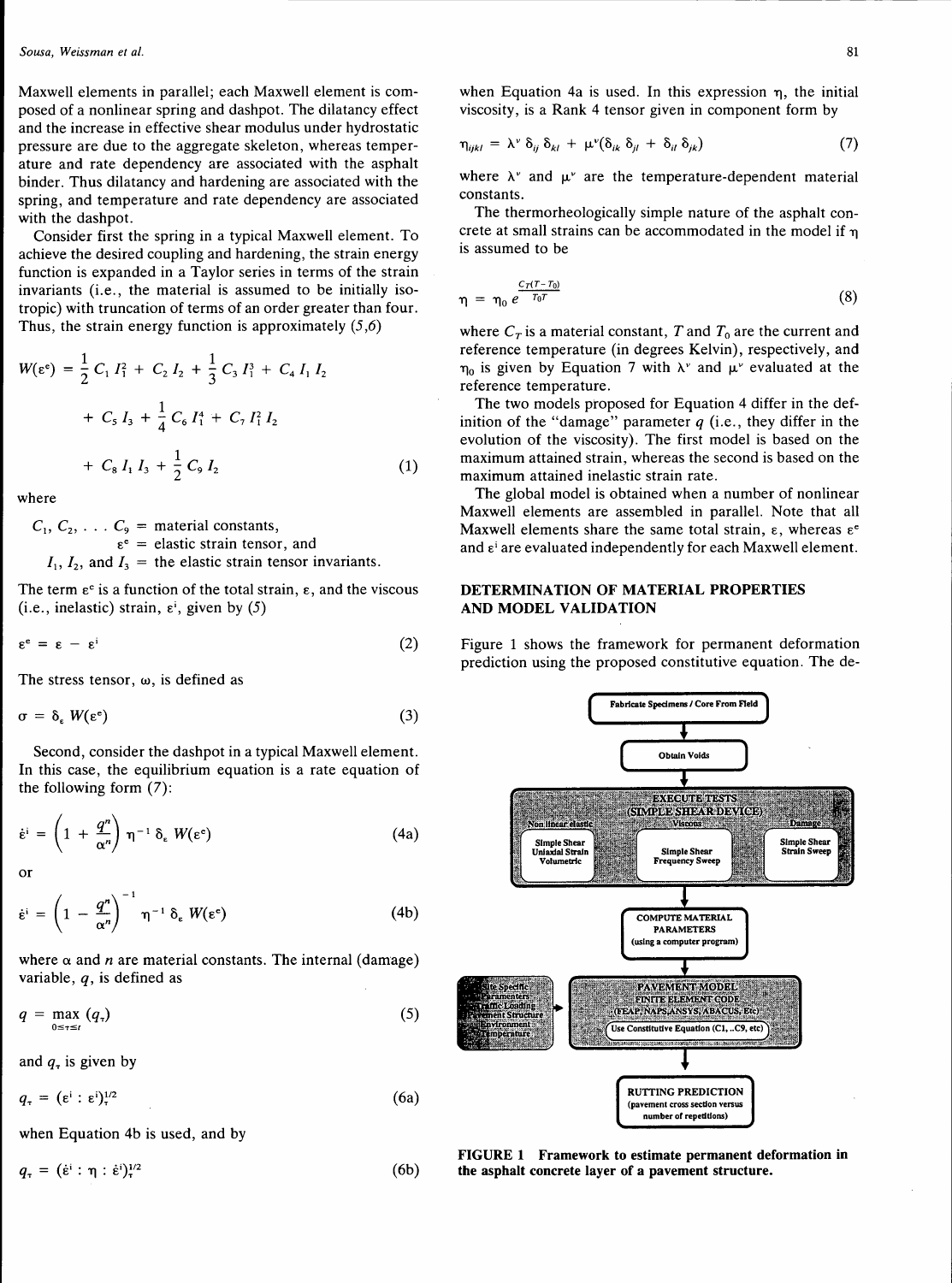Maxwell elements in parallel; each Maxwell element is composed of a nonlinear spring and dashpot. The dilatancy effect and the increase in effective shear modulus under hydrostatic pressure are due to the aggregate skeleton, whereas temperature and rate dependency are associated with the asphalt binder. Thus dilatancy and hardening are associated with the spring, and temperature and rate dependency are associated with the dashpot.

Consider first the spring in a typical Maxwell element. To achieve the desired coupling and hardening, the strain energy function is expanded in a Taylor series in terms of the strain invariants (i.e., the material is assumed to be initially isotropic) with truncation of terms of an order greater than four. Thus, the strain energy function is approximately (*5,6*)

$$W(\varepsilon^e) = \frac{1}{2} C_1 I_1^2 + C_2 I_2 + \frac{1}{3} C_3 I_1^3 + C_4 I_1 I_2 + C_5 I_3 + \frac{1}{4} C_6 I_1^4 + C_7 I_1^2 I_2 + C_8 I_1 I_3 + \frac{1}{2} C_9 I_2 \tag{1}$$

where

$C_1, C_2, \ldots C_9$ = material constants,
$\varepsilon^e$ = elastic strain tensor, and
$I_1$, $I_2$, and $I_3$ = the elastic strain tensor invariants.

The term $\varepsilon^e$ is a function of the total strain, $\varepsilon$, and the viscous (i.e., inelastic) strain, $\varepsilon^i$, given by (*5*)

$$\varepsilon^e = \varepsilon - \varepsilon^i \tag{2}$$

The stress tensor, $\omega$, is defined as

$$\sigma = \delta_\varepsilon W(\varepsilon^e) \tag{3}$$

Second, consider the dashpot in a typical Maxwell element. In this case, the equilibrium equation is a rate equation of the following form (*7*):

$$\dot{\varepsilon}^i = \left(1 + \frac{q^n}{\alpha^n}\right) \eta^{-1} \delta_\varepsilon W(\varepsilon^e) \tag{4a}$$

or

$$\dot{\varepsilon}^i = \left(1 - \frac{q^n}{\alpha^n}\right)^{-1} \eta^{-1} \delta_\varepsilon W(\varepsilon^e) \tag{4b}$$

where $\alpha$ and $n$ are material constants. The internal (damage) variable, $q$, is defined as

$$q = \max_{0 \leq \tau \leq t} (q_\tau) \tag{5}$$

and $q_\tau$ is given by

$$q_\tau = (\varepsilon^i : \varepsilon^i)_\tau^{1/2} \tag{6a}$$

when Equation 4b is used, and by

$$q_\tau = (\dot{\varepsilon}^i : \eta : \dot{\varepsilon}^i)_\tau^{1/2} \tag{6b}$$

when Equation 4a is used. In this expression $\eta$, the initial viscosity, is a Rank 4 tensor given in component form by

$$\eta_{ijkl} = \lambda^v \delta_{ij} \delta_{kl} + \mu^v (\delta_{ik} \delta_{jl} + \delta_{il} \delta_{jk}) \tag{7}$$

where $\lambda^v$ and $\mu^v$ are the temperature-dependent material constants.

The thermorheologically simple nature of the asphalt concrete at small strains can be accommodated in the model if $\eta$ is assumed to be

$$\eta = \eta_0 \, e^{\frac{C_T(T - T_0)}{T_0 T}} \tag{8}$$

where $C_T$ is a material constant, $T$ and $T_0$ are the current and reference temperature (in degrees Kelvin), respectively, and $\eta_0$ is given by Equation 7 with $\lambda^v$ and $\mu^v$ evaluated at the reference temperature.

The two models proposed for Equation 4 differ in the definition of the "damage" parameter $q$ (i.e., they differ in the evolution of the viscosity). The first model is based on the maximum attained strain, whereas the second is based on the maximum attained inelastic strain rate.

The global model is obtained when a number of nonlinear Maxwell elements are assembled in parallel. Note that all Maxwell elements share the same total strain, $\varepsilon$, whereas $\varepsilon^e$ and $\varepsilon^i$ are evaluated independently for each Maxwell element.

## DETERMINATION OF MATERIAL PROPERTIES AND MODEL VALIDATION

Figure 1 shows the framework for permanent deformation prediction using the proposed constitutive equation. The de-

Fabricate Specimens / Core From Field

Obtain Voids

EXECUTE TESTS (SIMPLE SHEAR DEVICE)

Non linear elastic: Simple Shear, Uniaxial Strain, Volumetric | Viscous: Simple Shear Frequency Sweep | Damage: Simple Shear Strain Sweep

COMPUTE MATERIAL PARAMETERS (using a computer program)

Site Specific Paramenters: Traffic Loading, Pavement Structure, Environment, Temperature → PAVEMENT MODEL FINITE ELEMENT CODE (FEAP, NAPS, ANSYS, ABACUS, Etc) (Use Constitutive Equation (C1, ..C9, etc))

RUTTING PREDICTION (pavement cross section versus number of repetitions)

**FIGURE 1 Framework to estimate permanent deformation in the asphalt concrete layer of a pavement structure.**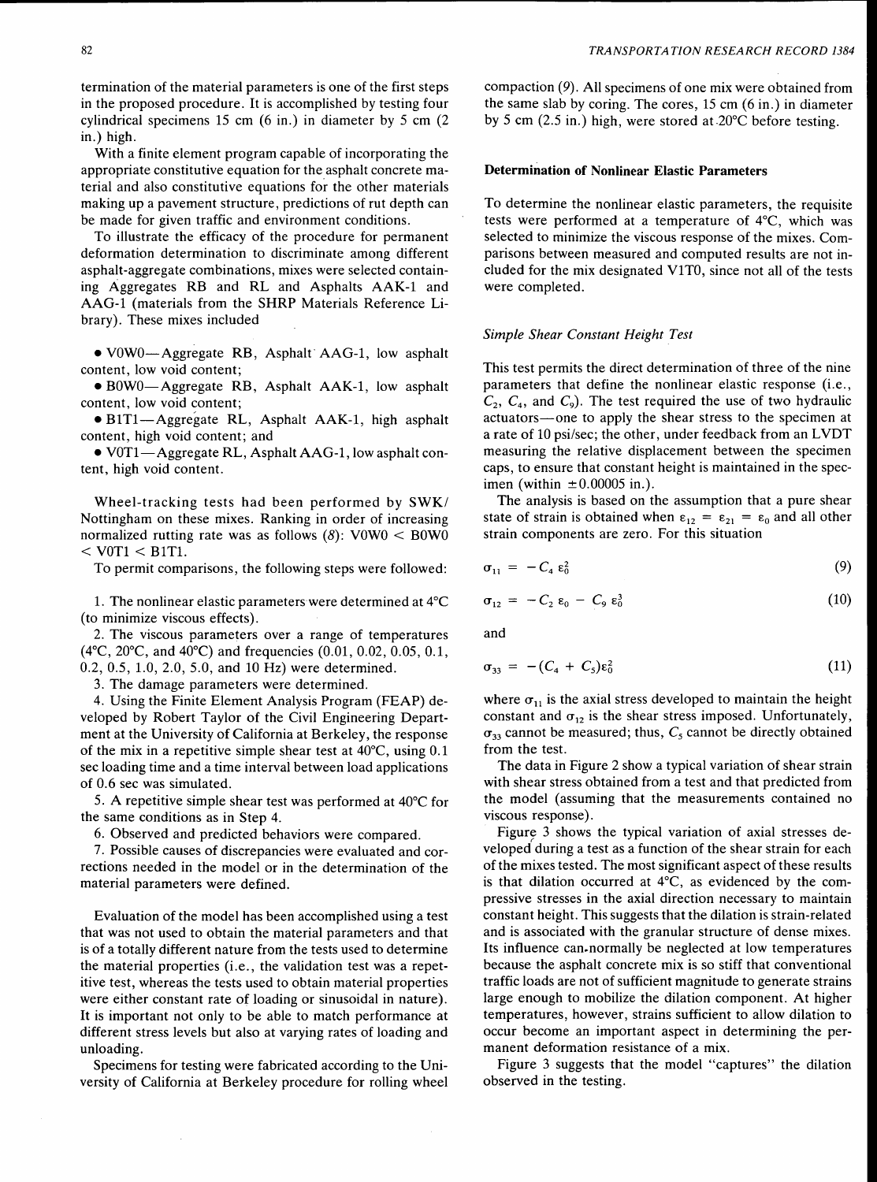termination of the material parameters is one of the first steps in the proposed procedure. It is accomplished by testing four cylindrical specimens 15 cm (6 in.) in diameter by 5 cm (2 in.) high.

With a finite element program capable of incorporating the appropriate constitutive equation for the asphalt concrete material and also constitutive equations for the other materials making up a pavement structure, predictions of rut depth can be made for given traffic and environment conditions.

To illustrate the efficacy of the procedure for permanent deformation determination to discriminate among different asphalt-aggregate combinations, mixes were selected containing Aggregates RB and RL and Asphalts AAK-1 and AAG-1 (materials from the SHRP Materials Reference Library). These mixes included

- V0W0—Aggregate RB, Asphalt AAG-1, low asphalt content, low void content;
- B0W0—Aggregate RB, Asphalt AAK-1, low asphalt content, low void content;
- B1T1—Aggregate RL, Asphalt AAK-1, high asphalt content, high void content; and
- V0T1—Aggregate RL, Asphalt AAG-1, low asphalt content, high void content.

Wheel-tracking tests had been performed by SWK/Nottingham on these mixes. Ranking in order of increasing normalized rutting rate was as follows (8): V0W0 < B0W0 < V0T1 < B1T1.

To permit comparisons, the following steps were followed:

1. The nonlinear elastic parameters were determined at 4°C (to minimize viscous effects).
2. The viscous parameters over a range of temperatures (4°C, 20°C, and 40°C) and frequencies (0.01, 0.02, 0.05, 0.1, 0.2, 0.5, 1.0, 2.0, 5.0, and 10 Hz) were determined.
3. The damage parameters were determined.
4. Using the Finite Element Analysis Program (FEAP) developed by Robert Taylor of the Civil Engineering Department at the University of California at Berkeley, the response of the mix in a repetitive simple shear test at 40°C, using 0.1 sec loading time and a time interval between load applications of 0.6 sec was simulated.
5. A repetitive simple shear test was performed at 40°C for the same conditions as in Step 4.
6. Observed and predicted behaviors were compared.
7. Possible causes of discrepancies were evaluated and corrections needed in the model or in the determination of the material parameters were defined.

Evaluation of the model has been accomplished using a test that was not used to obtain the material parameters and that is of a totally different nature from the tests used to determine the material properties (i.e., the validation test was a repetitive test, whereas the tests used to obtain material properties were either constant rate of loading or sinusoidal in nature). It is important not only to be able to match performance at different stress levels but also at varying rates of loading and unloading.

Specimens for testing were fabricated according to the University of California at Berkeley procedure for rolling wheel compaction (9). All specimens of one mix were obtained from the same slab by coring. The cores, 15 cm (6 in.) in diameter by 5 cm (2.5 in.) high, were stored at 20°C before testing.

### Determination of Nonlinear Elastic Parameters

To determine the nonlinear elastic parameters, the requisite tests were performed at a temperature of 4°C, which was selected to minimize the viscous response of the mixes. Comparisons between measured and computed results are not included for the mix designated V1T0, since not all of the tests were completed.

#### *Simple Shear Constant Height Test*

This test permits the direct determination of three of the nine parameters that define the nonlinear elastic response (i.e., $C_2$, $C_4$, and $C_9$). The test required the use of two hydraulic actuators—one to apply the shear stress to the specimen at a rate of 10 psi/sec; the other, under feedback from an LVDT measuring the relative displacement between the specimen caps, to ensure that constant height is maintained in the specimen (within $\pm 0.00005$ in.).

The analysis is based on the assumption that a pure shear state of strain is obtained when $\varepsilon_{12} = \varepsilon_{21} = \varepsilon_0$ and all other strain components are zero. For this situation

$$\sigma_{11} = -C_4 \, \varepsilon_0^2 \tag{9}$$

$$\sigma_{12} = -C_2 \, \varepsilon_0 - C_9 \, \varepsilon_0^3 \tag{10}$$

and

$$\sigma_{33} = -(C_4 + C_5)\varepsilon_0^2 \tag{11}$$

where $\sigma_{11}$ is the axial stress developed to maintain the height constant and $\sigma_{12}$ is the shear stress imposed. Unfortunately, $\sigma_{33}$ cannot be measured; thus, $C_5$ cannot be directly obtained from the test.

The data in Figure 2 show a typical variation of shear strain with shear stress obtained from a test and that predicted from the model (assuming that the measurements contained no viscous response).

Figure 3 shows the typical variation of axial stresses developed during a test as a function of the shear strain for each of the mixes tested. The most significant aspect of these results is that dilation occurred at 4°C, as evidenced by the compressive stresses in the axial direction necessary to maintain constant height. This suggests that the dilation is strain-related and is associated with the granular structure of dense mixes. Its influence can normally be neglected at low temperatures because the asphalt concrete mix is so stiff that conventional traffic loads are not of sufficient magnitude to generate strains large enough to mobilize the dilation component. At higher temperatures, however, strains sufficient to allow dilation to occur become an important aspect in determining the permanent deformation resistance of a mix.

Figure 3 suggests that the model "captures" the dilation observed in the testing.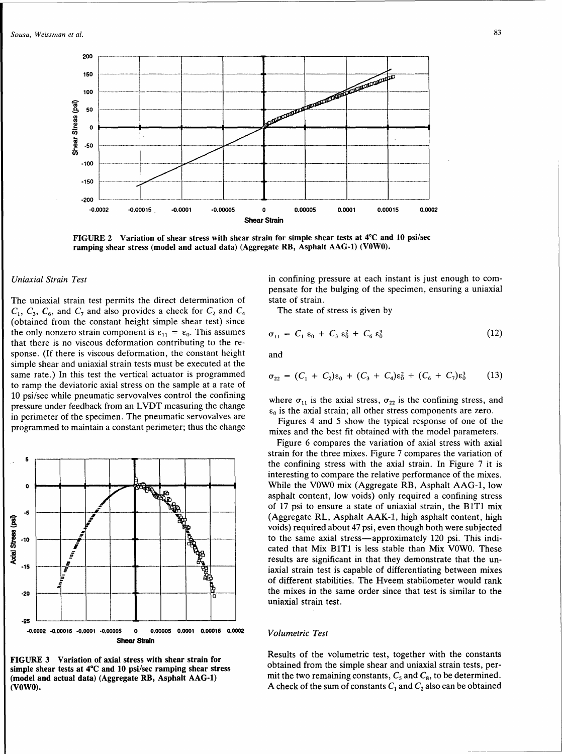FIGURE 2 Variation of shear stress with shear strain for simple shear tests at 4°C and 10 psi/sec ramping shear stress (model and actual data) (Aggregate RB, Asphalt AAG-1) (V0W0).

### *Uniaxial Strain Test*

The uniaxial strain test permits the direct determination of $C_1$, $C_3$, $C_6$, and $C_7$ and also provides a check for $C_2$ and $C_4$ (obtained from the constant height simple shear test) since the only nonzero strain component is $\varepsilon_{11} = \varepsilon_0$. This assumes that there is no viscous deformation contributing to the response. (If there is viscous deformation, the constant height simple shear and uniaxial strain tests must be executed at the same rate.) In this test the vertical actuator is programmed to ramp the deviatoric axial stress on the sample at a rate of 10 psi/sec while pneumatic servovalves control the confining pressure under feedback from an LVDT measuring the change in perimeter of the specimen. The pneumatic servovalves are programmed to maintain a constant perimeter; thus the change in confining pressure at each instant is just enough to compensate for the bulging of the specimen, ensuring a uniaxial state of strain.

FIGURE 3 Variation of axial stress with shear strain for simple shear tests at 4°C and 10 psi/sec ramping shear stress (model and actual data) (Aggregate RB, Asphalt AAG-1) (V0W0).

The state of stress is given by

$$\sigma_{11} = C_1\,\varepsilon_0 + C_3\,\varepsilon_0^2 + C_6\,\varepsilon_0^3 \tag{12}$$

and

$$\sigma_{22} = (C_1 + C_2)\varepsilon_0 + (C_3 + C_4)\varepsilon_0^2 + (C_6 + C_7)\varepsilon_0^3 \tag{13}$$

where $\sigma_{11}$ is the axial stress, $\sigma_{22}$ is the confining stress, and $\varepsilon_0$ is the axial strain; all other stress components are zero.

Figures 4 and 5 show the typical response of one of the mixes and the best fit obtained with the model parameters.

Figure 6 compares the variation of axial stress with axial strain for the three mixes. Figure 7 compares the variation of the confining stress with the axial strain. In Figure 7 it is interesting to compare the relative performance of the mixes. While the V0W0 mix (Aggregate RB, Asphalt AAG-1, low asphalt content, low voids) only required a confining stress of 17 psi to ensure a state of uniaxial strain, the B1T1 mix (Aggregate RL, Asphalt AAK-1, high asphalt content, high voids) required about 47 psi, even though both were subjected to the same axial stress—approximately 120 psi. This indicated that Mix B1T1 is less stable than Mix V0W0. These results are significant in that they demonstrate that the uniaxial strain test is capable of differentiating between mixes of different stabilities. The Hveem stabilometer would rank the mixes in the same order since that test is similar to the uniaxial strain test.

### *Volumetric Test*

Results of the volumetric test, together with the constants obtained from the simple shear and uniaxial strain tests, permit the two remaining constants, $C_5$ and $C_8$, to be determined. A check of the sum of constants $C_1$ and $C_2$ also can be obtained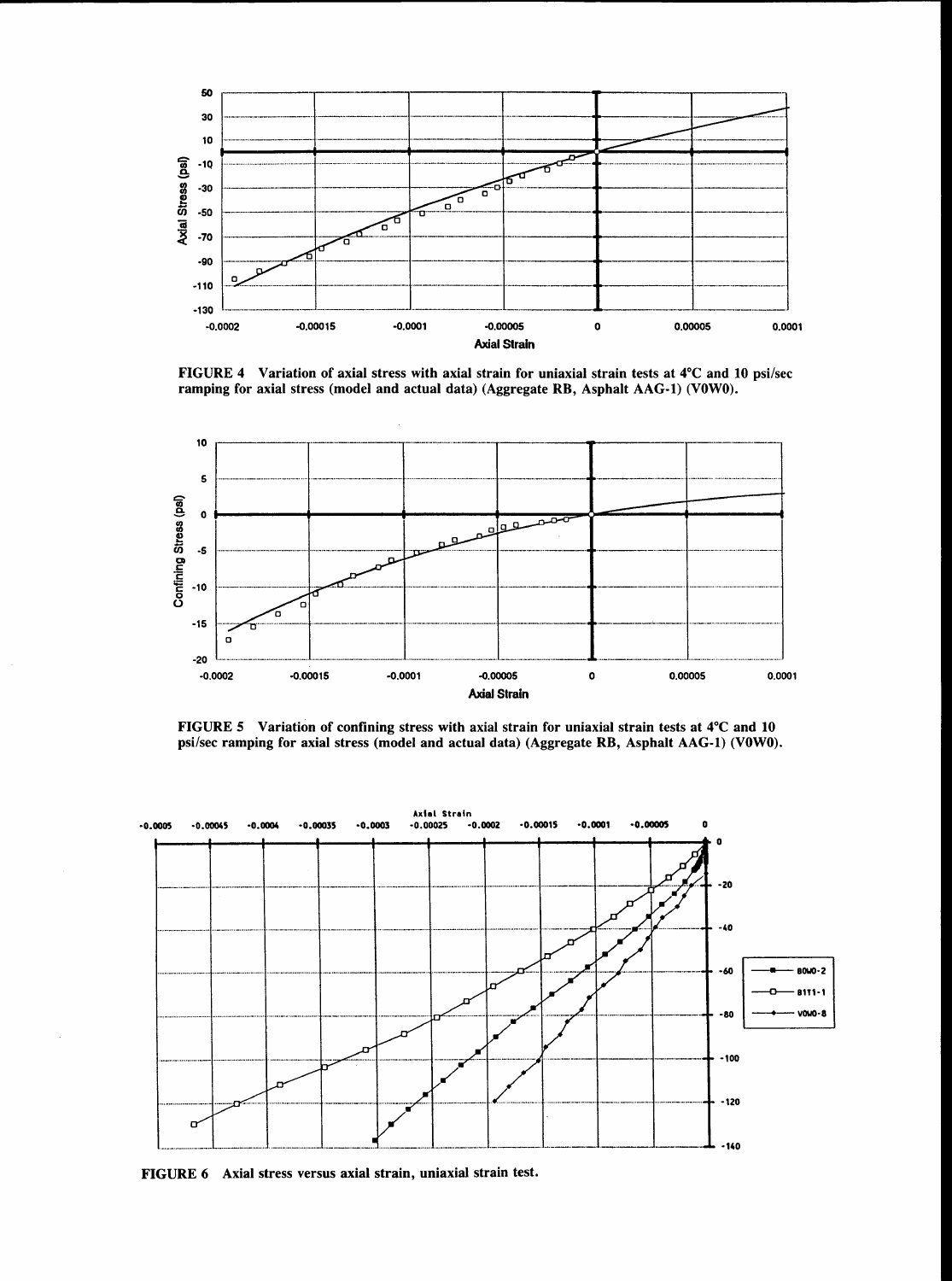FIGURE 4 Variation of axial stress with axial strain for uniaxial strain tests at 4°C and 10 psi/sec ramping for axial stress (model and actual data) (Aggregate RB, Asphalt AAG-1) (V0W0).

FIGURE 5 Variation of confining stress with axial strain for uniaxial strain tests at 4°C and 10 psi/sec ramping for axial stress (model and actual data) (Aggregate RB, Asphalt AAG-1) (V0W0).

FIGURE 6 Axial stress versus axial strain, uniaxial strain test.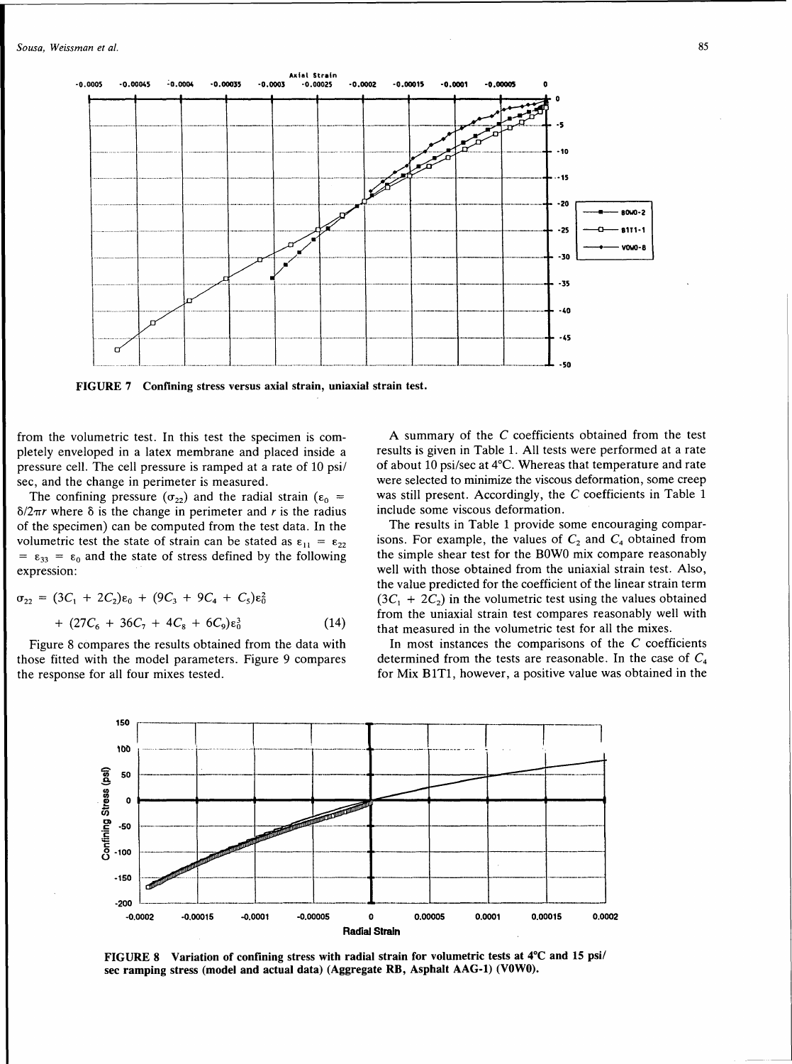FIGURE 7 Confining stress versus axial strain, uniaxial strain test.

from the volumetric test. In this test the specimen is completely enveloped in a latex membrane and placed inside a pressure cell. The cell pressure is ramped at a rate of 10 psi/sec, and the change in perimeter is measured.

The confining pressure ($\sigma_{22}$) and the radial strain ($\varepsilon_0 = \delta/2\pi r$ where $\delta$ is the change in perimeter and $r$ is the radius of the specimen) can be computed from the test data. In the volumetric test the state of strain can be stated as $\varepsilon_{11} = \varepsilon_{22} = \varepsilon_{33} = \varepsilon_0$ and the state of stress defined by the following expression:

$$\sigma_{22} = (3C_1 + 2C_2)\varepsilon_0 + (9C_3 + 9C_4 + C_5)\varepsilon_0^2 + (27C_6 + 36C_7 + 4C_8 + 6C_9)\varepsilon_0^3 \qquad (14)$$

Figure 8 compares the results obtained from the data with those fitted with the model parameters. Figure 9 compares the response for all four mixes tested.

A summary of the $C$ coefficients obtained from the test results is given in Table 1. All tests were performed at a rate of about 10 psi/sec at 4°C. Whereas that temperature and rate were selected to minimize the viscous deformation, some creep was still present. Accordingly, the $C$ coefficients in Table 1 include some viscous deformation.

The results in Table 1 provide some encouraging comparisons. For example, the values of $C_2$ and $C_4$ obtained from the simple shear test for the B0W0 mix compare reasonably well with those obtained from the uniaxial strain test. Also, the value predicted for the coefficient of the linear strain term $(3C_1 + 2C_2)$ in the volumetric test using the values obtained from the uniaxial strain test compares reasonably well with that measured in the volumetric test for all the mixes.

In most instances the comparisons of the $C$ coefficients determined from the tests are reasonable. In the case of $C_4$ for Mix B1T1, however, a positive value was obtained in the

FIGURE 8 Variation of confining stress with radial strain for volumetric tests at 4°C and 15 psi/sec ramping stress (model and actual data) (Aggregate RB, Asphalt AAG-1) (V0W0).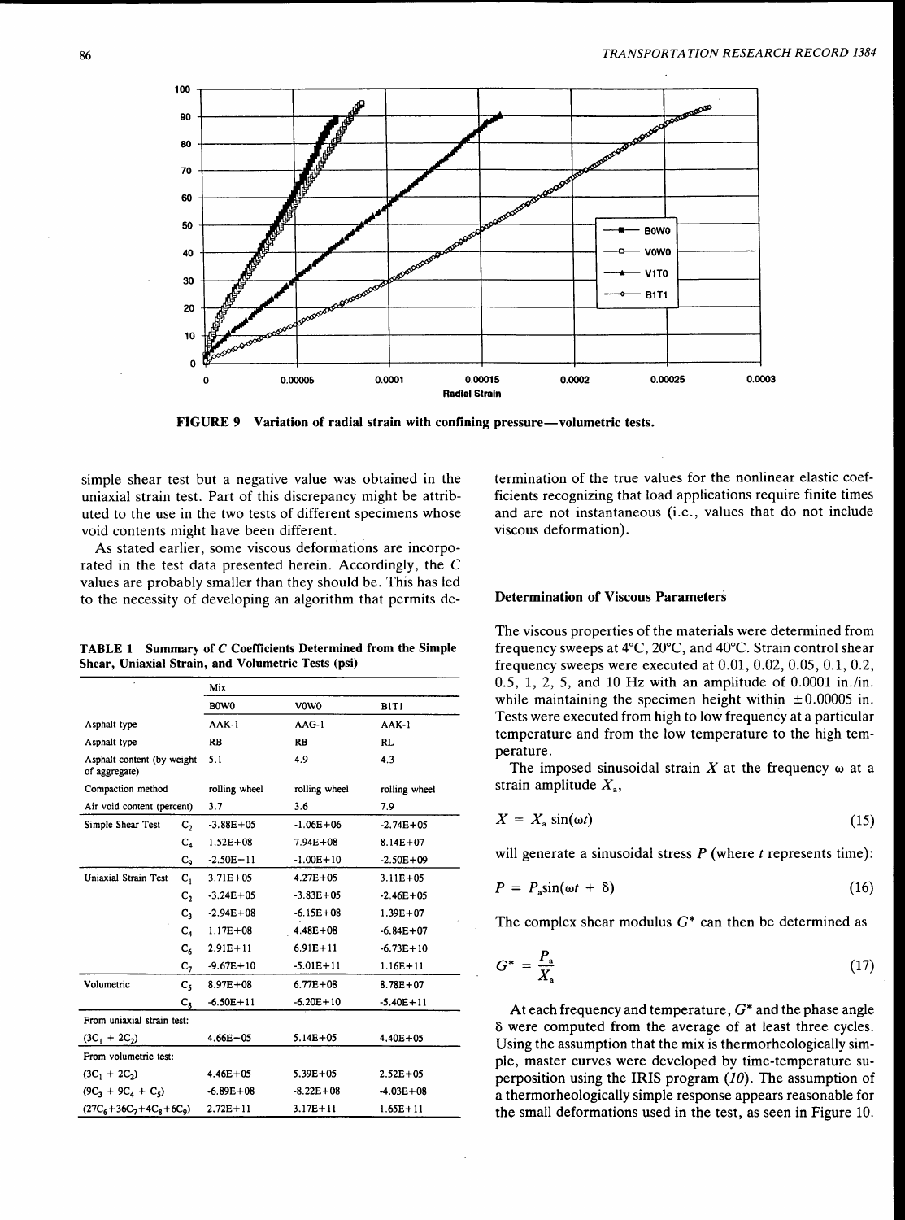FIGURE 9 Variation of radial strain with confining pressure—volumetric tests.

simple shear test but a negative value was obtained in the uniaxial strain test. Part of this discrepancy might be attributed to the use in the two tests of different specimens whose void contents might have been different.

As stated earlier, some viscous deformations are incorporated in the test data presented herein. Accordingly, the $C$ values are probably smaller than they should be. This has led to the necessity of developing an algorithm that permits determination of the true values for the nonlinear elastic coefficients recognizing that load applications require finite times and are not instantaneous (i.e., values that do not include viscous deformation).

**TABLE 1 Summary of $C$ Coefficients Determined from the Simple Shear, Uniaxial Strain, and Volumetric Tests (psi)**

| | | Mix | | |
|---|---|---|---|---|
| | | B0W0 | V0W0 | B1T1 |
| Asphalt type | | AAK-1 | AAG-1 | AAK-1 |
| Asphalt type | | RB | RB | RL |
| Asphalt content (by weight of aggregate) | | 5.1 | 4.9 | 4.3 |
| Compaction method | | rolling wheel | rolling wheel | rolling wheel |
| Air void content (percent) | | 3.7 | 3.6 | 7.9 |
| Simple Shear Test | $C_2$ | -3.88E+05 | -1.06E+06 | -2.74E+05 |
| | $C_4$ | 1.52E+08 | 7.94E+08 | 8.14E+07 |
| | $C_9$ | -2.50E+11 | -1.00E+10 | -2.50E+09 |
| Uniaxial Strain Test | $C_1$ | 3.71E+05 | 4.27E+05 | 3.11E+05 |
| | $C_2$ | -3.24E+05 | -3.83E+05 | -2.46E+05 |
| | $C_3$ | -2.94E+08 | -6.15E+08 | 1.39E+07 |
| | $C_4$ | 1.17E+08 | 4.48E+08 | -6.84E+07 |
| | $C_6$ | 2.91E+11 | 6.91E+11 | -6.73E+10 |
| | $C_7$ | -9.67E+10 | -5.01E+11 | 1.16E+11 |
| Volumetric | $C_5$ | 8.97E+08 | 6.77E+08 | 8.78E+07 |
| | $C_8$ | -6.50E+11 | -6.20E+10 | -5.40E+11 |
| From uniaxial strain test: | | | | |
| $(3C_1 + 2C_2)$ | | 4.66E+05 | 5.14E+05 | 4.40E+05 |
| From volumetric test: | | | | |
| $(3C_1 + 2C_2)$ | | 4.46E+05 | 5.39E+05 | 2.52E+05 |
| $(9C_3 + 9C_4 + C_5)$ | | -6.89E+08 | -8.22E+08 | -4.03E+08 |
| $(27C_6+36C_7+4C_8+6C_9)$ | | 2.72E+11 | 3.17E+11 | 1.65E+11 |

### Determination of Viscous Parameters

The viscous properties of the materials were determined from frequency sweeps at 4°C, 20°C, and 40°C. Strain control shear frequency sweeps were executed at 0.01, 0.02, 0.05, 0.1, 0.2, 0.5, 1, 2, 5, and 10 Hz with an amplitude of 0.0001 in./in. while maintaining the specimen height within ±0.00005 in. Tests were executed from high to low frequency at a particular temperature and from the low temperature to the high temperature.

The imposed sinusoidal strain $X$ at the frequency $\omega$ at a strain amplitude $X_a$,

$$X = X_a \sin(\omega t) \tag{15}$$

will generate a sinusoidal stress $P$ (where $t$ represents time):

$$P = P_a \sin(\omega t + \delta) \tag{16}$$

The complex shear modulus $G^*$ can then be determined as

$$G^* = \frac{P_a}{X_a} \tag{17}$$

At each frequency and temperature, $G^*$ and the phase angle $\delta$ were computed from the average of at least three cycles. Using the assumption that the mix is thermorheologically simple, master curves were developed by time-temperature superposition using the IRIS program (10). The assumption of a thermorheologically simple response appears reasonable for the small deformations used in the test, as seen in Figure 10.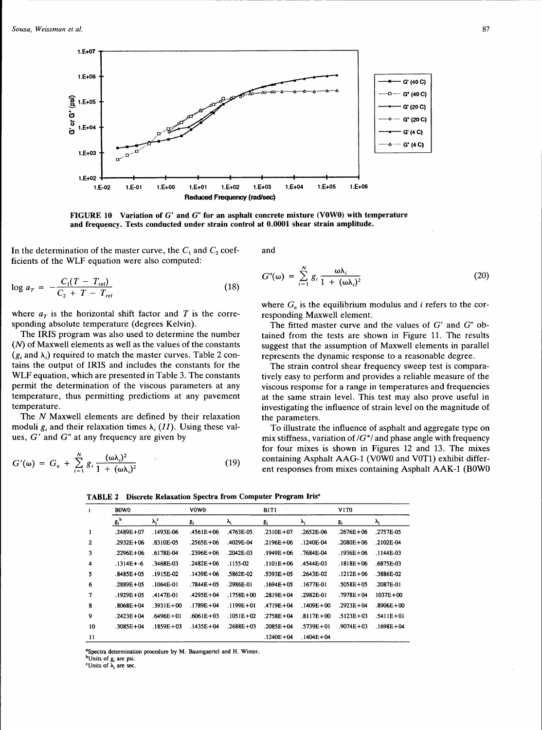**FIGURE 10 Variation of $G'$ and $G''$ for an asphalt concrete mixture (V0W0) with temperature and frequency. Tests conducted under strain control at 0.0001 shear strain amplitude.**

In the determination of the master curve, the $C_1$ and $C_2$ coefficients of the WLF equation were also computed:

$$\log a_T = -\frac{C_1(T - T_{\text{ref}})}{C_2 + T - T_{\text{ref}}} \tag{18}$$

where $a_T$ is the horizontal shift factor and $T$ is the corresponding absolute temperature (degrees Kelvin).

The IRIS program was also used to determine the number ($N$) of Maxwell elements as well as the values of the constants ($g_i$ and $\lambda_i$) required to match the master curves. Table 2 contains the output of IRIS and includes the constants for the WLF equation, which are presented in Table 3. The constants permit the determination of the viscous parameters at any temperature, thus permitting predictions at any pavement temperature.

The $N$ Maxwell elements are defined by their relaxation moduli $g_i$ and their relaxation times $\lambda_i$ (*11*). Using these values, $G'$ and $G''$ at any frequency are given by

$$G'(\omega) = G_e + \sum_{i=1}^{N} g_i \frac{(\omega\lambda_i)^2}{1 + (\omega\lambda_i)^2} \tag{19}$$

and

$$G''(\omega) = \sum_{i=1}^{N} g_i \frac{\omega\lambda_i}{1 + (\omega\lambda_i)^2} \tag{20}$$

where $G_e$ is the equilibrium modulus and $i$ refers to the corresponding Maxwell element.

The fitted master curve and the values of $G'$ and $G''$ obtained from the tests are shown in Figure 11. The results suggest that the assumption of Maxwell elements in parallel represents the dynamic response to a reasonable degree.

The strain control shear frequency sweep test is comparatively easy to perform and provides a reliable measure of the viscous response for a range in temperatures and frequencies at the same strain level. This test may also prove useful in investigating the influence of strain level on the magnitude of the parameters.

To illustrate the influence of asphalt and aggregate type on mix stiffness, variation of $/G^*/$ and phase angle with frequency for four mixes is shown in Figures 12 and 13. The mixes containing Asphalt AAG-1 (V0W0 and V0T1) exhibit different responses from mixes containing Asphalt AAK-1 (B0W0

**TABLE 2 Discrete Relaxation Spectra from Computer Program Iris[a]**

| i | B0W0 | | V0W0 | | B1T1 | | V1T0 | |
|---|---|---|---|---|---|---|---|---|
| | $g_i$[b] | $\lambda_i$[c] | $g_i$ | $\lambda_i$ | $g_i$ | $\lambda_i$ | $g_i$ | $\lambda_i$ |
| 1 | .2489E+07 | .1493E-06 | .4561E+06 | .4763E-05 | .2310E+07 | .2652E-06 | .2676E+06 | .2757E-05 |
| 2 | .2932E+06 | .8310E-05 | .2565E+06 | .4029E-04 | .2196E+06 | .1240E-04 | .2080E+06 | .2102E-04 |
| 3 | .2296E+06 | .6178E-04 | .2396E+06 | .2042E-03 | .1949E+06 | .7684E-04 | .1936E+06 | .1144E-03 |
| 4 | .1314E+-6 | .3468E-03 | .2482E+06 | .1155-02 | .1101E+06 | .4544E-03 | .1818E+06 | .6875E-03 |
| 5 | .8485E+05 | .1915E-02 | .1439E+06 | .5862E-02 | .5393E+05 | .2643E-02 | .1212E+06 | .3886E-02 |
| 6 | .2889E+05 | .1064E-01 | .7844E+05 | .2986E-01 | .1694E+05 | .1677E-01 | .5058E+05 | .2087E-01 |
| 7 | .1929E+05 | .4147E-01 | .4295E+04 | .1758E+00 | .2819E+04 | .2982E-01 | .7978E+04 | 1037E+00 |
| 8 | .8068E+04 | .3931E+00 | .1789E+04 | .1199E+01 | .4719E+04 | .1409E+00 | .2923E+04 | .8906E+00 |
| 9 | .2423E+04 | .6496E+01 | .6061E+03 | .1051E+02 | .2758E+04 | .8117E+00 | .5123E+03 | .5411E+01 |
| 10 | .3085E+04 | .1859E+03 | .1435E+04 | .2688E+03 | .2085E+04 | .5739E+01 | .9074E+03 | .1698E+04 |
| 11 | | | | | .1240E+04 | .1404E+04 | | |

[a]Spectra determination procedure by M. Baumgaertel and H. Winter.
[b]Units of $g_i$ are psi.
[c]Units of $\lambda_i$ are sec.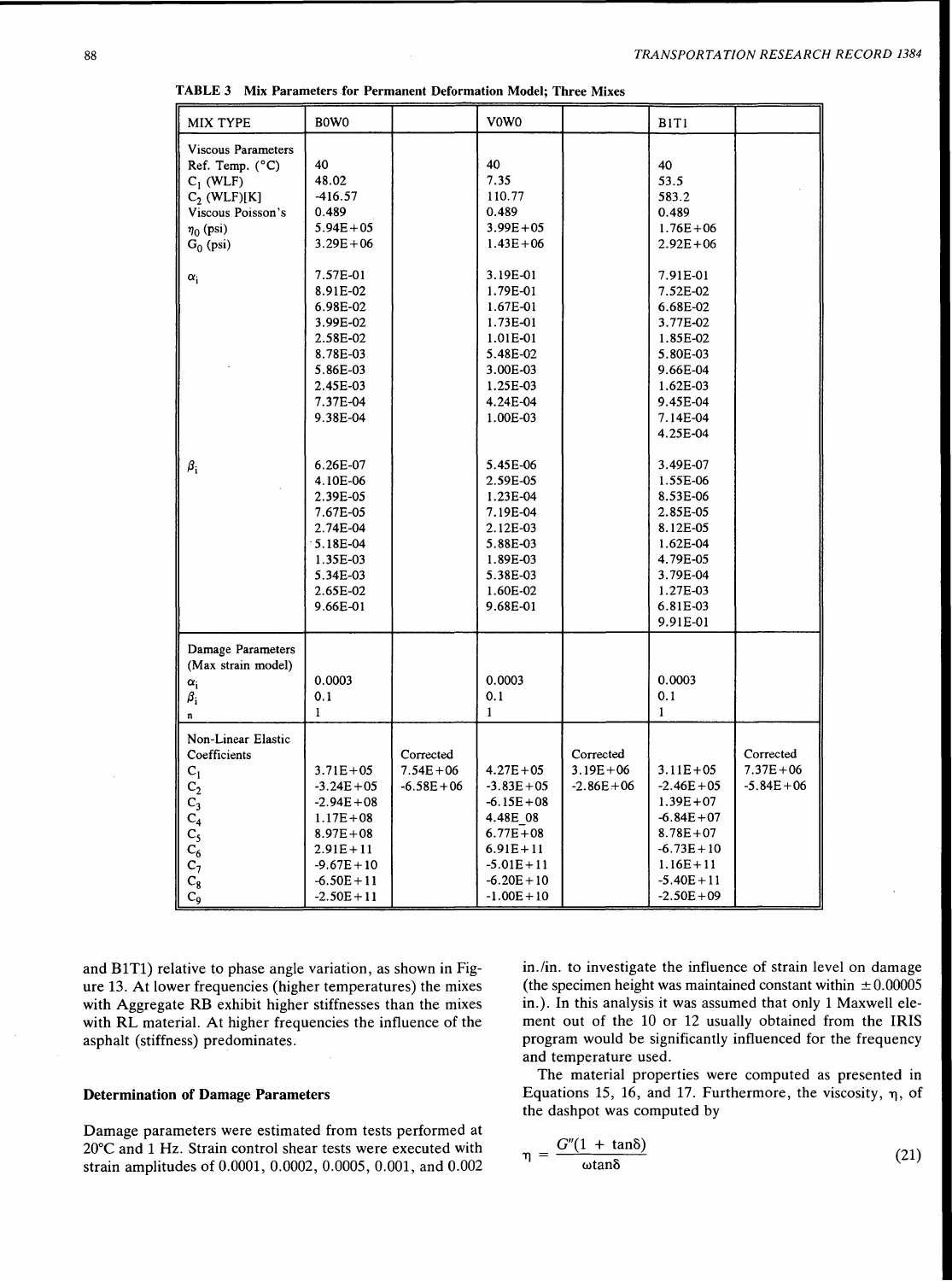**TABLE 3 Mix Parameters for Permanent Deformation Model; Three Mixes**

| MIX TYPE | B0W0 | | V0W0 | | B1T1 | |
|---|---|---|---|---|---|---|
| Viscous Parameters | | | | | | |
| Ref. Temp. (°C) | 40 | | 40 | | 40 | |
| $C_1$ (WLF) | 48.02 | | 7.35 | | 53.5 | |
| $C_2$ (WLF)[K] | -416.57 | | 110.77 | | 583.2 | |
| Viscous Poisson's | 0.489 | | 0.489 | | 0.489 | |
| $\eta_0$ (psi) | 5.94E+05 | | 3.99E+05 | | 1.76E+06 | |
| $G_0$ (psi) | 3.29E+06 | | 1.43E+06 | | 2.92E+06 | |
| $\alpha_i$ | 7.57E-01 | | 3.19E-01 | | 7.91E-01 | |
| | 8.91E-02 | | 1.79E-01 | | 7.52E-02 | |
| | 6.98E-02 | | 1.67E-01 | | 6.68E-02 | |
| | 3.99E-02 | | 1.73E-01 | | 3.77E-02 | |
| | 2.58E-02 | | 1.01E-01 | | 1.85E-02 | |
| | 8.78E-03 | | 5.48E-02 | | 5.80E-03 | |
| | 5.86E-03 | | 3.00E-03 | | 9.66E-04 | |
| | 2.45E-03 | | 1.25E-03 | | 1.62E-03 | |
| | 7.37E-04 | | 4.24E-04 | | 9.45E-04 | |
| | 9.38E-04 | | 1.00E-03 | | 7.14E-04 | |
| | | | | | 4.25E-04 | |
| $\beta_i$ | 6.26E-07 | | 5.45E-06 | | 3.49E-07 | |
| | 4.10E-06 | | 2.59E-05 | | 1.55E-06 | |
| | 2.39E-05 | | 1.23E-04 | | 8.53E-06 | |
| | 7.67E-05 | | 7.19E-04 | | 2.85E-05 | |
| | 2.74E-04 | | 2.12E-03 | | 8.12E-05 | |
| | 5.18E-04 | | 5.88E-03 | | 1.62E-04 | |
| | 1.35E-03 | | 1.89E-03 | | 4.79E-05 | |
| | 5.34E-03 | | 5.38E-03 | | 3.79E-04 | |
| | 2.65E-02 | | 1.60E-02 | | 1.27E-03 | |
| | 9.66E-01 | | 9.68E-01 | | 6.81E-03 | |
| | | | | | 9.91E-01 | |
| Damage Parameters (Max strain model) | | | | | | |
| $\alpha_i$ | 0.0003 | | 0.0003 | | 0.0003 | |
| $\beta_i$ | 0.1 | | 0.1 | | 0.1 | |
| n | 1 | | 1 | | 1 | |
| Non-Linear Elastic Coefficients | | Corrected | | Corrected | | Corrected |
| $C_1$ | 3.71E+05 | 7.54E+06 | 4.27E+05 | 3.19E+06 | 3.11E+05 | 7.37E+06 |
| $C_2$ | -3.24E+05 | -6.58E+06 | -3.83E+05 | -2.86E+06 | -2.46E+05 | -5.84E+06 |
| $C_3$ | -2.94E+08 | | -6.15E+08 | | 1.39E+07 | |
| $C_4$ | 1.17E+08 | | 4.48E_08 | | -6.84E+07 | |
| $C_5$ | 8.97E+08 | | 6.77E+08 | | 8.78E+07 | |
| $C_6$ | 2.91E+11 | | 6.91E+11 | | -6.73E+10 | |
| $C_7$ | -9.67E+10 | | -5.01E+11 | | 1.16E+11 | |
| $C_8$ | -6.50E+11 | | -6.20E+10 | | -5.40E+11 | |
| $C_9$ | -2.50E+11 | | -1.00E+10 | | -2.50E+09 | |

and B1T1) relative to phase angle variation, as shown in Figure 13. At lower frequencies (higher temperatures) the mixes with Aggregate RB exhibit higher stiffnesses than the mixes with RL material. At higher frequencies the influence of the asphalt (stiffness) predominates.

### Determination of Damage Parameters

Damage parameters were estimated from tests performed at 20°C and 1 Hz. Strain control shear tests were executed with strain amplitudes of 0.0001, 0.0002, 0.0005, 0.001, and 0.002 in./in. to investigate the influence of strain level on damage (the specimen height was maintained constant within ±0.00005 in.). In this analysis it was assumed that only 1 Maxwell element out of the 10 or 12 usually obtained from the IRIS program would be significantly influenced for the frequency and temperature used.

The material properties were computed as presented in Equations 15, 16, and 17. Furthermore, the viscosity, $\eta$, of the dashpot was computed by

$$\eta = \frac{G''(1 + \tan\delta)}{\omega\tan\delta} \tag{21}$$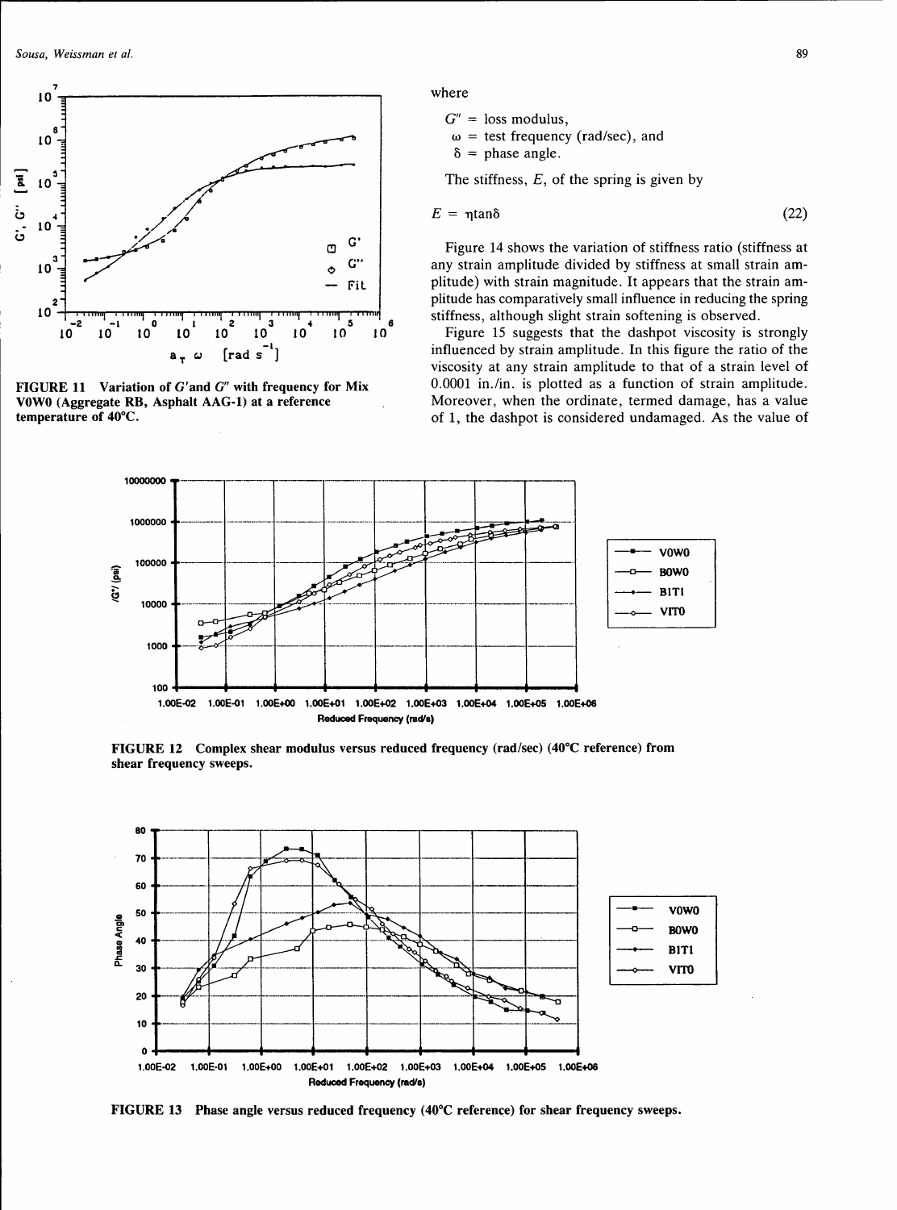FIGURE 11 Variation of $G'$ and $G''$ with frequency for Mix V0W0 (Aggregate RB, Asphalt AAG-1) at a reference temperature of 40°C.

where

$G''$ = loss modulus,
$\omega$ = test frequency (rad/sec), and
$\delta$ = phase angle.

The stiffness, $E$, of the spring is given by

$$E = \eta \tan\delta \tag{22}$$

Figure 14 shows the variation of stiffness ratio (stiffness at any strain amplitude divided by stiffness at small strain amplitude) with strain magnitude. It appears that the strain amplitude has comparatively small influence in reducing the spring stiffness, although slight strain softening is observed.

Figure 15 suggests that the dashpot viscosity is strongly influenced by strain amplitude. In this figure the ratio of the viscosity at any strain amplitude to that of a strain level of 0.0001 in./in. is plotted as a function of strain amplitude. Moreover, when the ordinate, termed damage, has a value of 1, the dashpot is considered undamaged. As the value of

FIGURE 12 Complex shear modulus versus reduced frequency (rad/sec) (40°C reference) from shear frequency sweeps.

FIGURE 13 Phase angle versus reduced frequency (40°C reference) for shear frequency sweeps.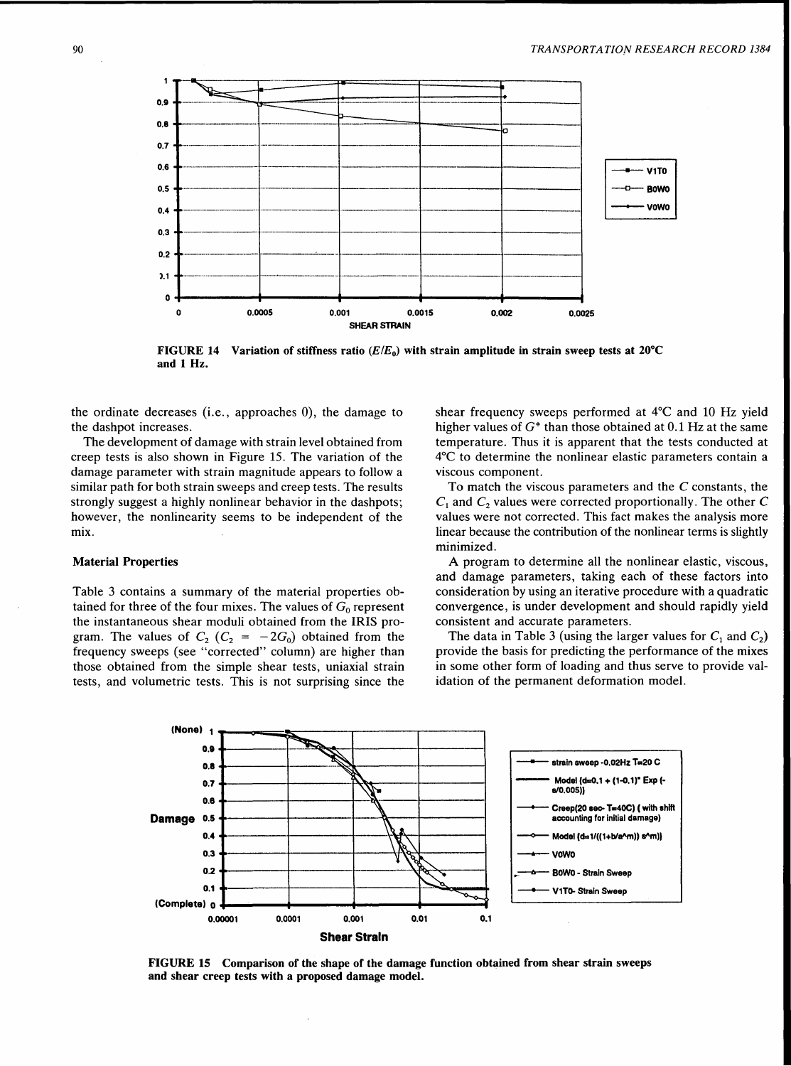FIGURE 14 Variation of stiffness ratio ($E/E_0$) with strain amplitude in strain sweep tests at 20°C and 1 Hz.

the ordinate decreases (i.e., approaches 0), the damage to the dashpot increases.

The development of damage with strain level obtained from creep tests is also shown in Figure 15. The variation of the damage parameter with strain magnitude appears to follow a similar path for both strain sweeps and creep tests. The results strongly suggest a highly nonlinear behavior in the dashpots; however, the nonlinearity seems to be independent of the mix.

### Material Properties

Table 3 contains a summary of the material properties obtained for three of the four mixes. The values of $G_0$ represent the instantaneous shear moduli obtained from the IRIS program. The values of $C_2$ ($C_2 = -2G_0$) obtained from the frequency sweeps (see "corrected" column) are higher than those obtained from the simple shear tests, uniaxial strain tests, and volumetric tests. This is not surprising since the shear frequency sweeps performed at 4°C and 10 Hz yield higher values of $G^*$ than those obtained at 0.1 Hz at the same temperature. Thus it is apparent that the tests conducted at 4°C to determine the nonlinear elastic parameters contain a viscous component.

To match the viscous parameters and the $C$ constants, the $C_1$ and $C_2$ values were corrected proportionally. The other $C$ values were not corrected. This fact makes the analysis more linear because the contribution of the nonlinear terms is slightly minimized.

A program to determine all the nonlinear elastic, viscous, and damage parameters, taking each of these factors into consideration by using an iterative procedure with a quadratic convergence, is under development and should rapidly yield consistent and accurate parameters.

The data in Table 3 (using the larger values for $C_1$ and $C_2$) provide the basis for predicting the performance of the mixes in some other form of loading and thus serve to provide validation of the permanent deformation model.

FIGURE 15 Comparison of the shape of the damage function obtained from shear strain sweeps and shear creep tests with a proposed damage model.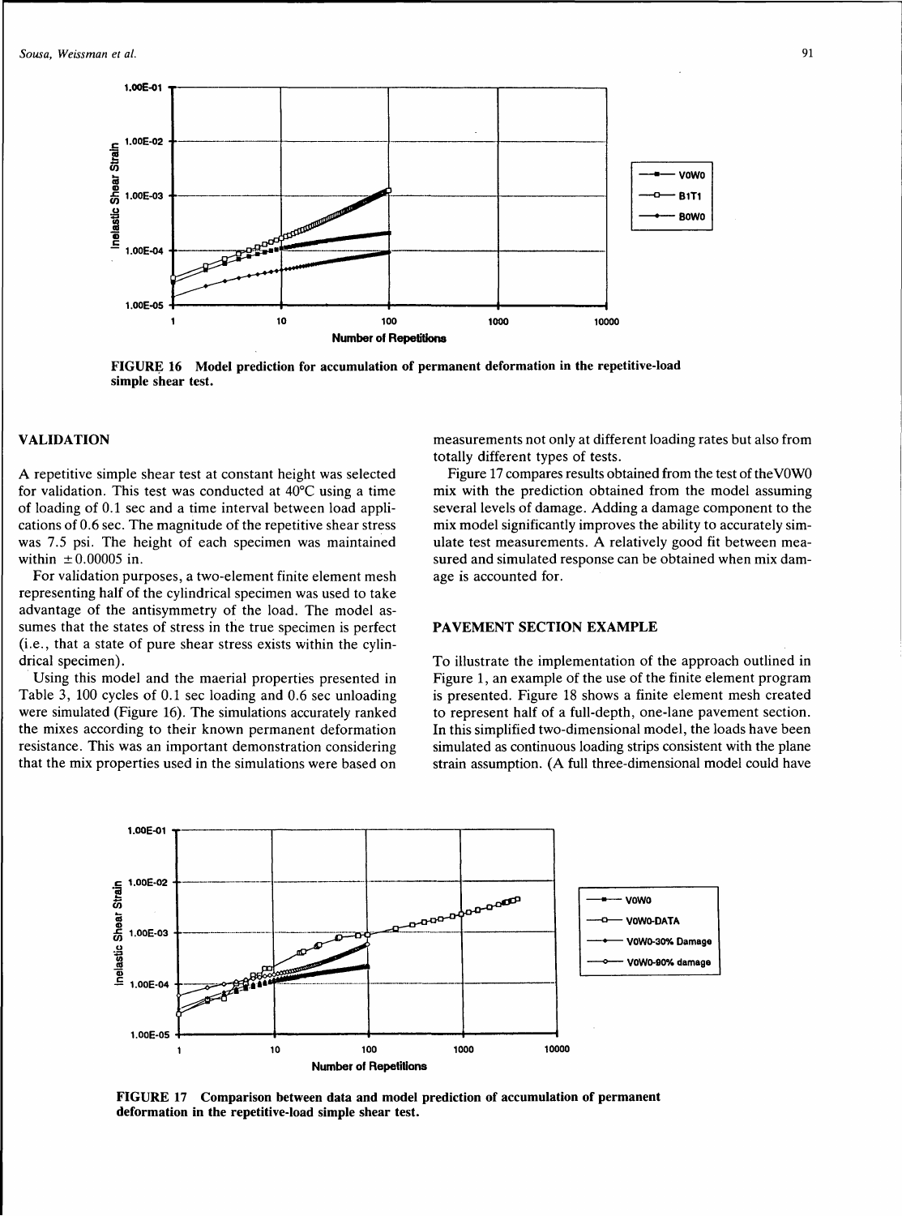FIGURE 16 Model prediction for accumulation of permanent deformation in the repetitive-load simple shear test.

## VALIDATION

A repetitive simple shear test at constant height was selected for validation. This test was conducted at 40°C using a time of loading of 0.1 sec and a time interval between load applications of 0.6 sec. The magnitude of the repetitive shear stress was 7.5 psi. The height of each specimen was maintained within ±0.00005 in.

For validation purposes, a two-element finite element mesh representing half of the cylindrical specimen was used to take advantage of the antisymmetry of the load. The model assumes that the states of stress in the true specimen is perfect (i.e., that a state of pure shear stress exists within the cylindrical specimen).

Using this model and the maerial properties presented in Table 3, 100 cycles of 0.1 sec loading and 0.6 sec unloading were simulated (Figure 16). The simulations accurately ranked the mixes according to their known permanent deformation resistance. This was an important demonstration considering that the mix properties used in the simulations were based on measurements not only at different loading rates but also from totally different types of tests.

Figure 17 compares results obtained from the test of theV0W0 mix with the prediction obtained from the model assuming several levels of damage. Adding a damage component to the mix model significantly improves the ability to accurately simulate test measurements. A relatively good fit between measured and simulated response can be obtained when mix damage is accounted for.

## PAVEMENT SECTION EXAMPLE

To illustrate the implementation of the approach outlined in Figure 1, an example of the use of the finite element program is presented. Figure 18 shows a finite element mesh created to represent half of a full-depth, one-lane pavement section. In this simplified two-dimensional model, the loads have been simulated as continuous loading strips consistent with the plane strain assumption. (A full three-dimensional model could have

FIGURE 17 Comparison between data and model prediction of accumulation of permanent deformation in the repetitive-load simple shear test.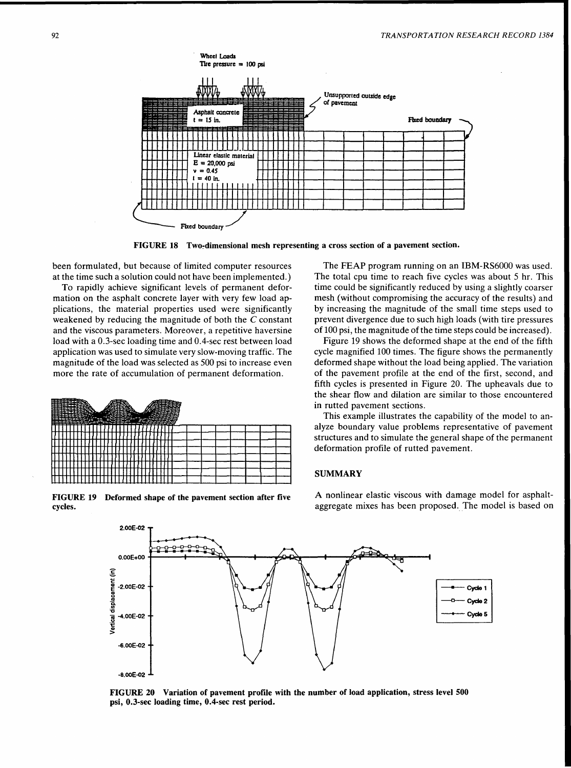FIGURE 18 Two-dimensional mesh representing a cross section of a pavement section.

been formulated, but because of limited computer resources at the time such a solution could not have been implemented.)

To rapidly achieve significant levels of permanent deformation on the asphalt concrete layer with very few load applications, the material properties used were significantly weakened by reducing the magnitude of both the $C$ constant and the viscous parameters. Moreover, a repetitive haversine load with a 0.3-sec loading time and 0.4-sec rest between load application was used to simulate very slow-moving traffic. The magnitude of the load was selected as 500 psi to increase even more the rate of accumulation of permanent deformation.

FIGURE 19 Deformed shape of the pavement section after five cycles.

The FEAP program running on an IBM-RS6000 was used. The total cpu time to reach five cycles was about 5 hr. This time could be significantly reduced by using a slightly coarser mesh (without compromising the accuracy of the results) and by increasing the magnitude of the small time steps used to prevent divergence due to such high loads (with tire pressures of 100 psi, the magnitude of the time steps could be increased).

Figure 19 shows the deformed shape at the end of the fifth cycle magnified 100 times. The figure shows the permanently deformed shape without the load being applied. The variation of the pavement profile at the end of the first, second, and fifth cycles is presented in Figure 20. The upheavals due to the shear flow and dilation are similar to those encountered in rutted pavement sections.

This example illustrates the capability of the model to analyze boundary value problems representative of pavement structures and to simulate the general shape of the permanent deformation profile of rutted pavement.

## SUMMARY

A nonlinear elastic viscous with damage model for asphalt-aggregate mixes has been proposed. The model is based on

FIGURE 20 Variation of pavement profile with the number of load application, stress level 500 psi, 0.3-sec loading time, 0.4-sec rest period.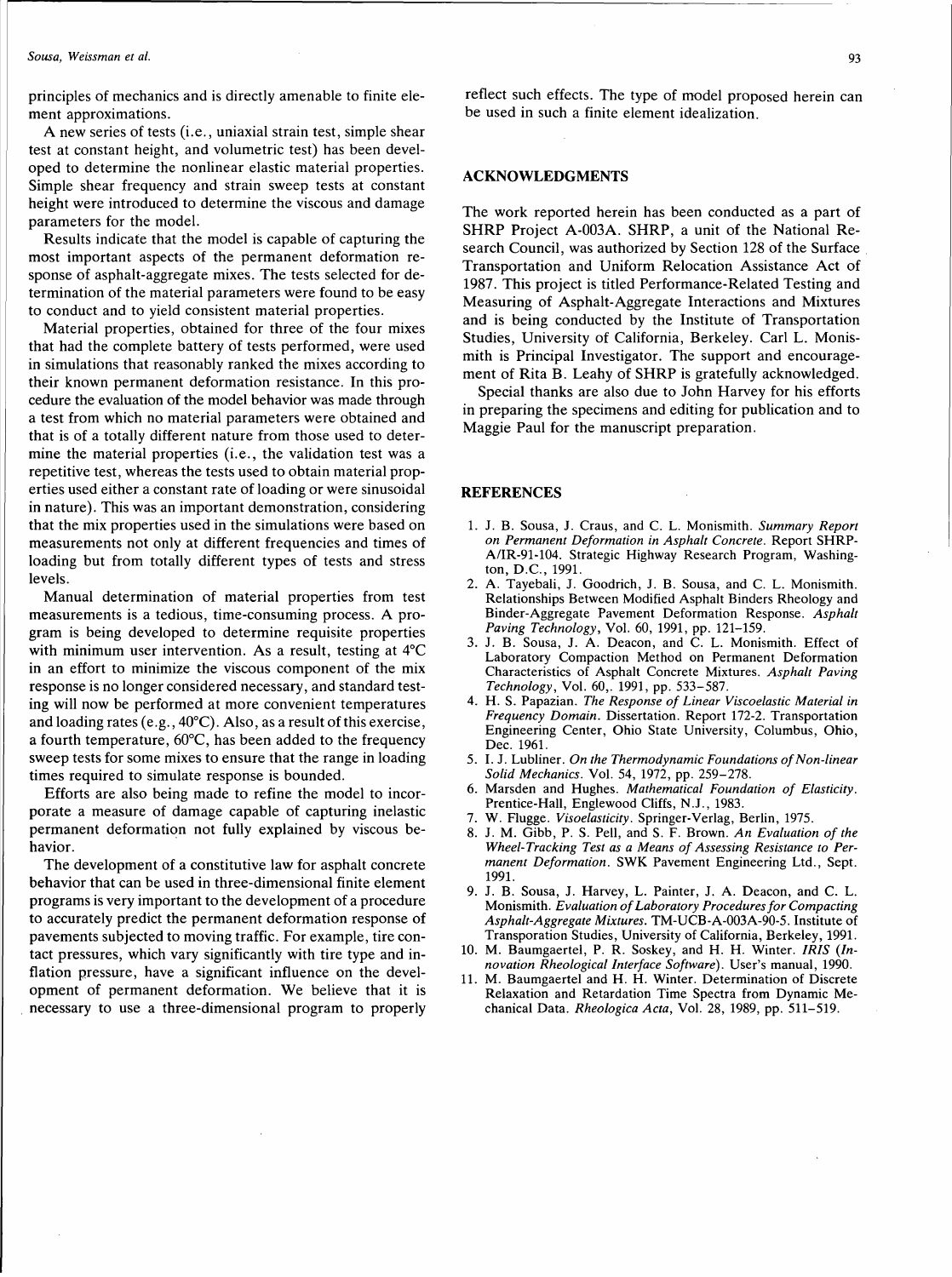principles of mechanics and is directly amenable to finite element approximations.

A new series of tests (i.e., uniaxial strain test, simple shear test at constant height, and volumetric test) has been developed to determine the nonlinear elastic material properties. Simple shear frequency and strain sweep tests at constant height were introduced to determine the viscous and damage parameters for the model.

Results indicate that the model is capable of capturing the most important aspects of the permanent deformation response of asphalt-aggregate mixes. The tests selected for determination of the material parameters were found to be easy to conduct and to yield consistent material properties.

Material properties, obtained for three of the four mixes that had the complete battery of tests performed, were used in simulations that reasonably ranked the mixes according to their known permanent deformation resistance. In this procedure the evaluation of the model behavior was made through a test from which no material parameters were obtained and that is of a totally different nature from those used to determine the material properties (i.e., the validation test was a repetitive test, whereas the tests used to obtain material properties used either a constant rate of loading or were sinusoidal in nature). This was an important demonstration, considering that the mix properties used in the simulations were based on measurements not only at different frequencies and times of loading but from totally different types of tests and stress levels.

Manual determination of material properties from test measurements is a tedious, time-consuming process. A program is being developed to determine requisite properties with minimum user intervention. As a result, testing at 4°C in an effort to minimize the viscous component of the mix response is no longer considered necessary, and standard testing will now be performed at more convenient temperatures and loading rates (e.g., 40°C). Also, as a result of this exercise, a fourth temperature, 60°C, has been added to the frequency sweep tests for some mixes to ensure that the range in loading times required to simulate response is bounded.

Efforts are also being made to refine the model to incorporate a measure of damage capable of capturing inelastic permanent deformation not fully explained by viscous behavior.

The development of a constitutive law for asphalt concrete behavior that can be used in three-dimensional finite element programs is very important to the development of a procedure to accurately predict the permanent deformation response of pavements subjected to moving traffic. For example, tire contact pressures, which vary significantly with tire type and inflation pressure, have a significant influence on the development of permanent deformation. We believe that it is necessary to use a three-dimensional program to properly reflect such effects. The type of model proposed herein can be used in such a finite element idealization.

## ACKNOWLEDGMENTS

The work reported herein has been conducted as a part of SHRP Project A-003A. SHRP, a unit of the National Research Council, was authorized by Section 128 of the Surface Transportation and Uniform Relocation Assistance Act of 1987. This project is titled Performance-Related Testing and Measuring of Asphalt-Aggregate Interactions and Mixtures and is being conducted by the Institute of Transportation Studies, University of California, Berkeley. Carl L. Monismith is Principal Investigator. The support and encouragement of Rita B. Leahy of SHRP is gratefully acknowledged.

Special thanks are also due to John Harvey for his efforts in preparing the specimens and editing for publication and to Maggie Paul for the manuscript preparation.

## REFERENCES

1. J. B. Sousa, J. Craus, and C. L. Monismith. *Summary Report on Permanent Deformation in Asphalt Concrete.* Report SHRP-A/IR-91-104. Strategic Highway Research Program, Washington, D.C., 1991.
2. A. Tayebali, J. Goodrich, J. B. Sousa, and C. L. Monismith. Relationships Between Modified Asphalt Binders Rheology and Binder-Aggregate Pavement Deformation Response. *Asphalt Paving Technology*, Vol. 60, 1991, pp. 121–159.
3. J. B. Sousa, J. A. Deacon, and C. L. Monismith. Effect of Laboratory Compaction Method on Permanent Deformation Characteristics of Asphalt Concrete Mixtures. *Asphalt Paving Technology*, Vol. 60,. 1991, pp. 533–587.
4. H. S. Papazian. *The Response of Linear Viscoelastic Material in Frequency Domain.* Dissertation. Report 172-2. Transportation Engineering Center, Ohio State University, Columbus, Ohio, Dec. 1961.
5. I. J. Lubliner. *On the Thermodynamic Foundations of Non-linear Solid Mechanics.* Vol. 54, 1972, pp. 259–278.
6. Marsden and Hughes. *Mathematical Foundation of Elasticity.* Prentice-Hall, Englewood Cliffs, N.J., 1983.
7. W. Flugge. *Visoelasticity.* Springer-Verlag, Berlin, 1975.
8. J. M. Gibb, P. S. Pell, and S. F. Brown. *An Evaluation of the Wheel-Tracking Test as a Means of Assessing Resistance to Permanent Deformation.* SWK Pavement Engineering Ltd., Sept. 1991.
9. J. B. Sousa, J. Harvey, L. Painter, J. A. Deacon, and C. L. Monismith. *Evaluation of Laboratory Procedures for Compacting Asphalt-Aggregate Mixtures.* TM-UCB-A-003A-90-5. Institute of Transporation Studies, University of California, Berkeley, 1991.
10. M. Baumgaertel, P. R. Soskey, and H. H. Winter. *IRIS (Innovation Rheological Interface Software).* User's manual, 1990.
11. M. Baumgaertel and H. H. Winter. Determination of Discrete Relaxation and Retardation Time Spectra from Dynamic Mechanical Data. *Rheologica Acta*, Vol. 28, 1989, pp. 511–519.